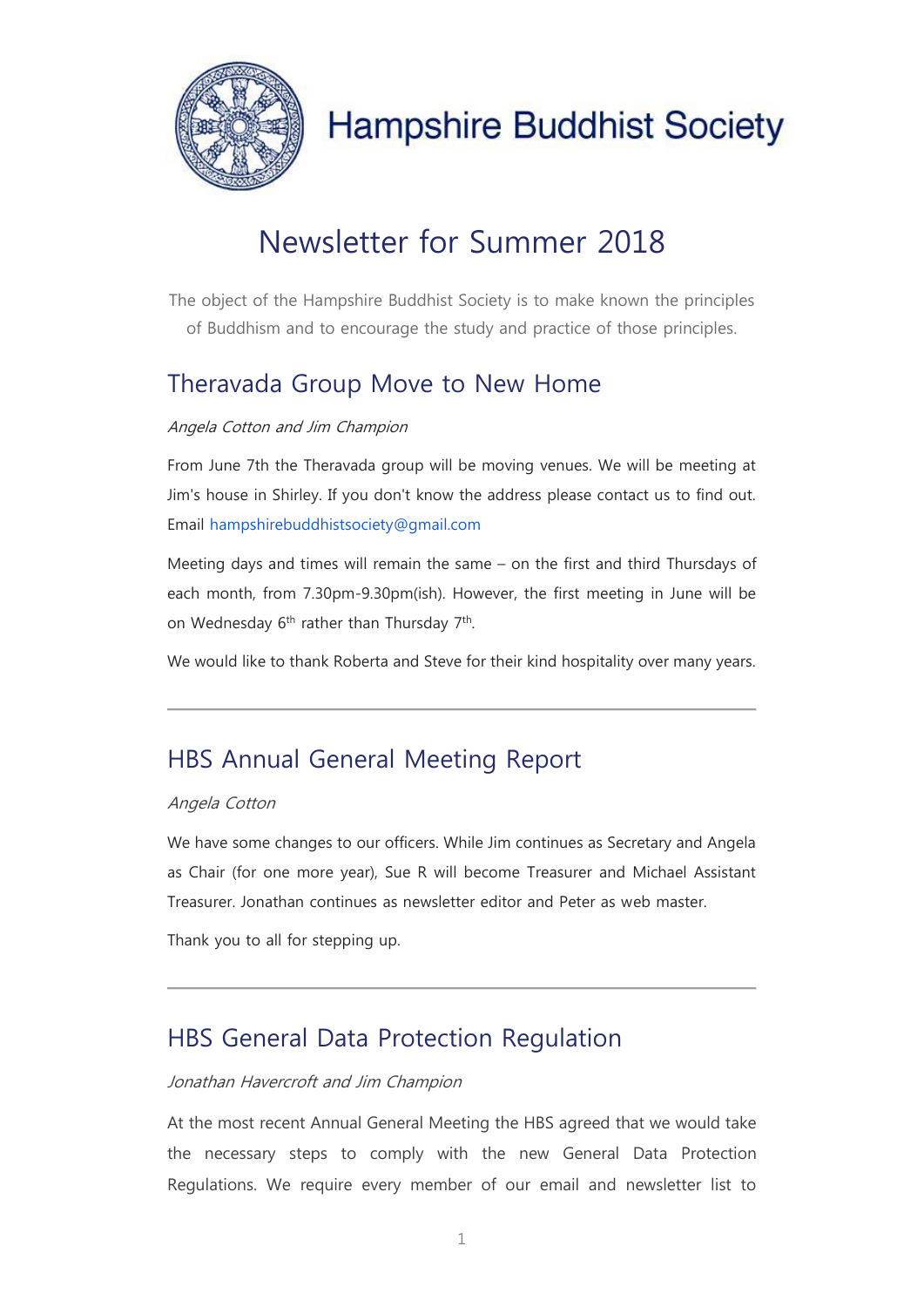# Hampshire Buddhist Society

## Newsletter for Summer 2018

The object of the Hampshire Buddhist Society is to make known the principles of Buddhism and to encourage the study and practice of those principles.

## Theravada Group Move to New Home

*Angela Cotton and Jim Champion*

From June 7th the Theravada group will be moving venues. We will be meeting at Jim's house in Shirley. If you don't know the address please contact us to find out. Email hampshirebuddhistsociety@gmail.com

Meeting days and times will remain the same – on the first and third Thursdays of each month, from 7.30pm-9.30pm(ish). However, the first meeting in June will be on Wednesday 6th rather than Thursday 7th.

We would like to thank Roberta and Steve for their kind hospitality over many years.

---

## HBS Annual General Meeting Report

*Angela Cotton*

We have some changes to our officers. While Jim continues as Secretary and Angela as Chair (for one more year), Sue R will become Treasurer and Michael Assistant Treasurer. Jonathan continues as newsletter editor and Peter as web master.

Thank you to all for stepping up.

---

## HBS General Data Protection Regulation

*Jonathan Havercroft and Jim Champion*

At the most recent Annual General Meeting the HBS agreed that we would take the necessary steps to comply with the new General Data Protection Regulations. We require every member of our email and newsletter list to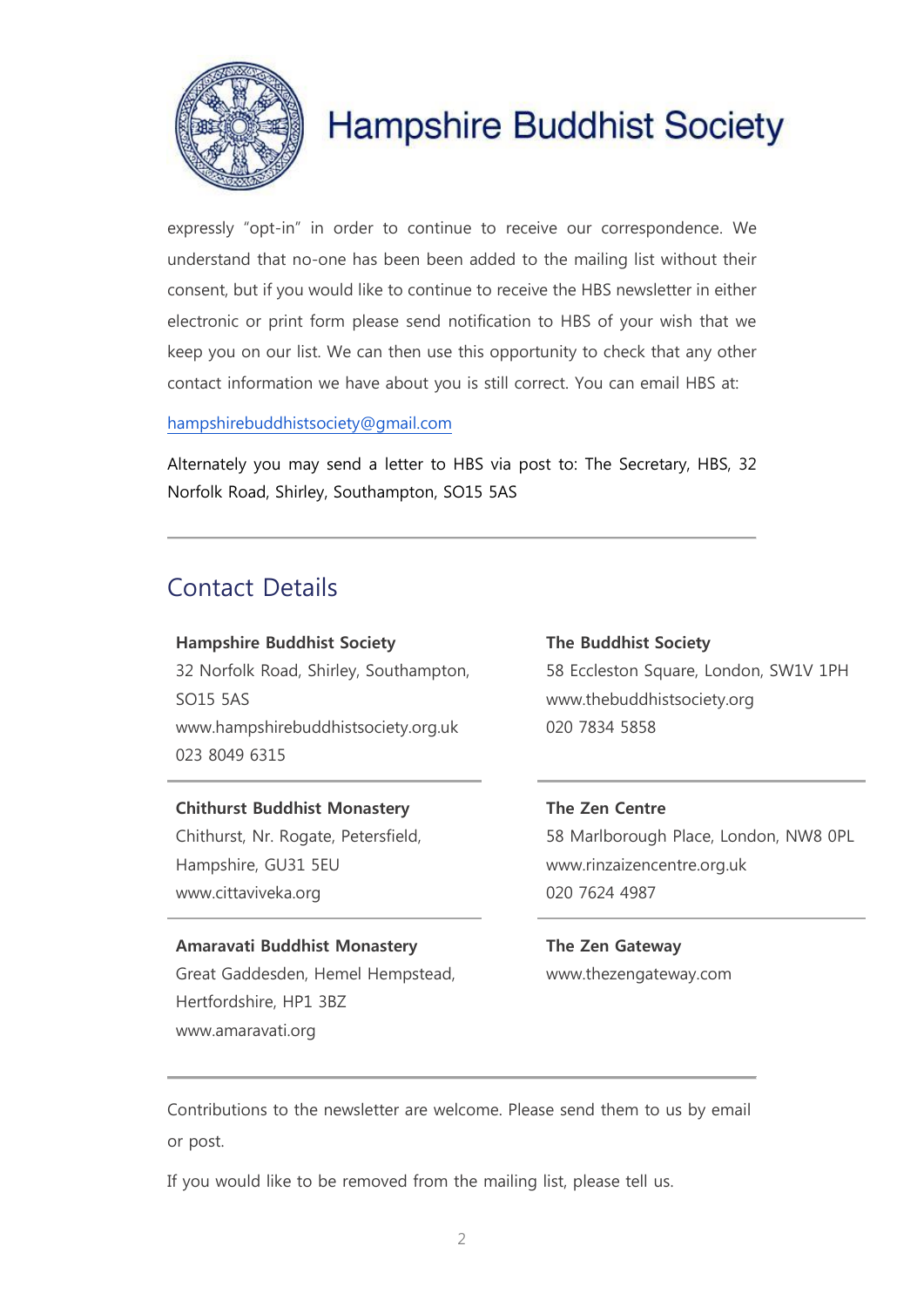expressly "opt-in" in order to continue to receive our correspondence. We understand that no-one has been been added to the mailing list without their consent, but if you would like to continue to receive the HBS newsletter in either electronic or print form please send notification to HBS of your wish that we keep you on our list. We can then use this opportunity to check that any other contact information we have about you is still correct. You can email HBS at:

hampshirebuddhistsociety@gmail.com

Alternately you may send a letter to HBS via post to: The Secretary, HBS, 32 Norfolk Road, Shirley, Southampton, SO15 5AS

---

## Contact Details

**Hampshire Buddhist Society**
32 Norfolk Road, Shirley, Southampton, SO15 5AS
www.hampshirebuddhistsociety.org.uk
023 8049 6315

**The Buddhist Society**
58 Eccleston Square, London, SW1V 1PH
www.thebuddhistsociety.org
020 7834 5858

**Chithurst Buddhist Monastery**
Chithurst, Nr. Rogate, Petersfield, Hampshire, GU31 5EU
www.cittaviveka.org

**The Zen Centre**
58 Marlborough Place, London, NW8 0PL
www.rinzaizencentre.org.uk
020 7624 4987

**Amaravati Buddhist Monastery**
Great Gaddesden, Hemel Hempstead, Hertfordshire, HP1 3BZ
www.amaravati.org

**The Zen Gateway**
www.thezengateway.com

---

Contributions to the newsletter are welcome. Please send them to us by email or post.

If you would like to be removed from the mailing list, please tell us.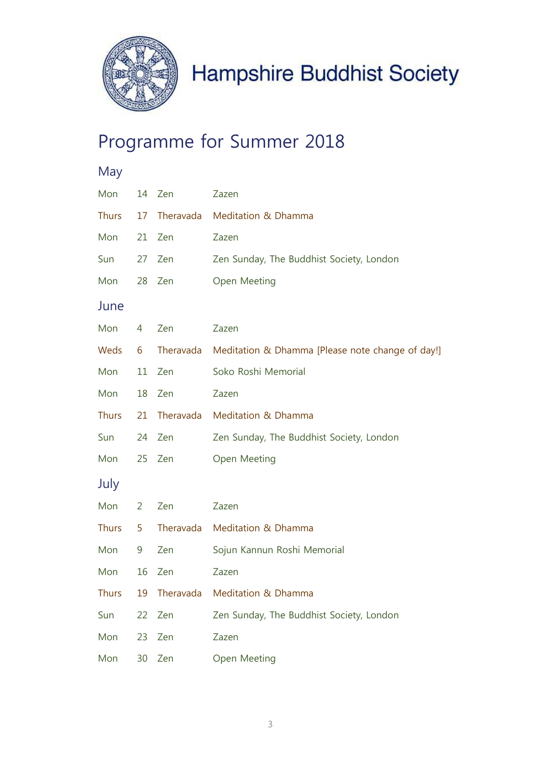# Hampshire Buddhist Society

## Programme for Summer 2018

### May

| | | | |
|---|---|---|---|
| Mon | 14 | Zen | Zazen |
| Thurs | 17 | Theravada | Meditation & Dhamma |
| Mon | 21 | Zen | Zazen |
| Sun | 27 | Zen | Zen Sunday, The Buddhist Society, London |
| Mon | 28 | Zen | Open Meeting |

### June

| | | | |
|---|---|---|---|
| Mon | 4 | Zen | Zazen |
| Weds | 6 | Theravada | Meditation & Dhamma [Please note change of day!] |
| Mon | 11 | Zen | Soko Roshi Memorial |
| Mon | 18 | Zen | Zazen |
| Thurs | 21 | Theravada | Meditation & Dhamma |
| Sun | 24 | Zen | Zen Sunday, The Buddhist Society, London |
| Mon | 25 | Zen | Open Meeting |

### July

| | | | |
|---|---|---|---|
| Mon | 2 | Zen | Zazen |
| Thurs | 5 | Theravada | Meditation & Dhamma |
| Mon | 9 | Zen | Sojun Kannun Roshi Memorial |
| Mon | 16 | Zen | Zazen |
| Thurs | 19 | Theravada | Meditation & Dhamma |
| Sun | 22 | Zen | Zen Sunday, The Buddhist Society, London |
| Mon | 23 | Zen | Zazen |
| Mon | 30 | Zen | Open Meeting |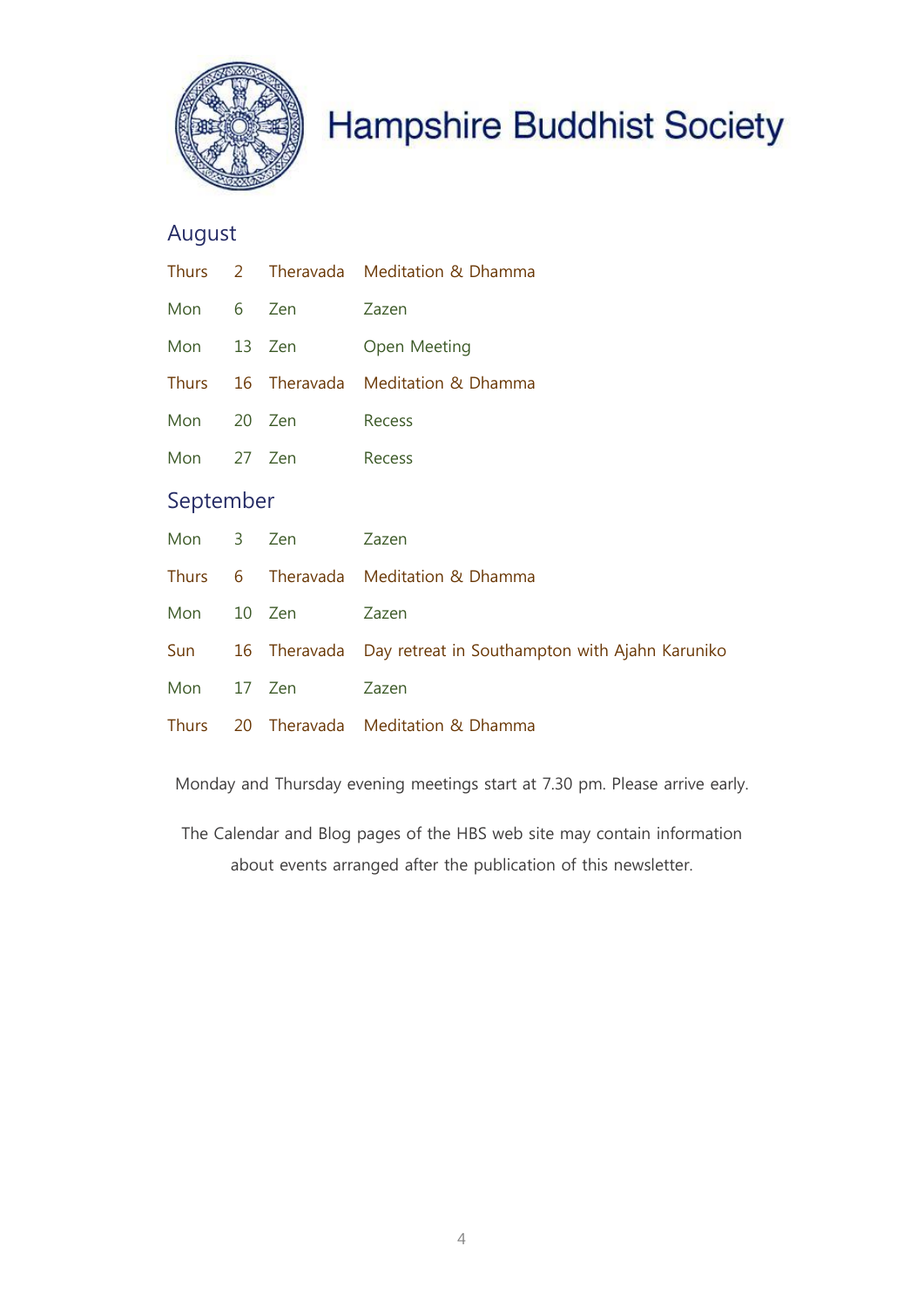# Hampshire Buddhist Society

## August

| | | | |
|---|---|---|---|
| Thurs | 2 | Theravada | Meditation & Dhamma |
| Mon | 6 | Zen | Zazen |
| Mon | 13 | Zen | Open Meeting |
| Thurs | 16 | Theravada | Meditation & Dhamma |
| Mon | 20 | Zen | Recess |
| Mon | 27 | Zen | Recess |

## September

| | | | |
|---|---|---|---|
| Mon | 3 | Zen | Zazen |
| Thurs | 6 | Theravada | Meditation & Dhamma |
| Mon | 10 | Zen | Zazen |
| Sun | 16 | Theravada | Day retreat in Southampton with Ajahn Karuniko |
| Mon | 17 | Zen | Zazen |
| Thurs | 20 | Theravada | Meditation & Dhamma |

Monday and Thursday evening meetings start at 7.30 pm. Please arrive early.

The Calendar and Blog pages of the HBS web site may contain information about events arranged after the publication of this newsletter.